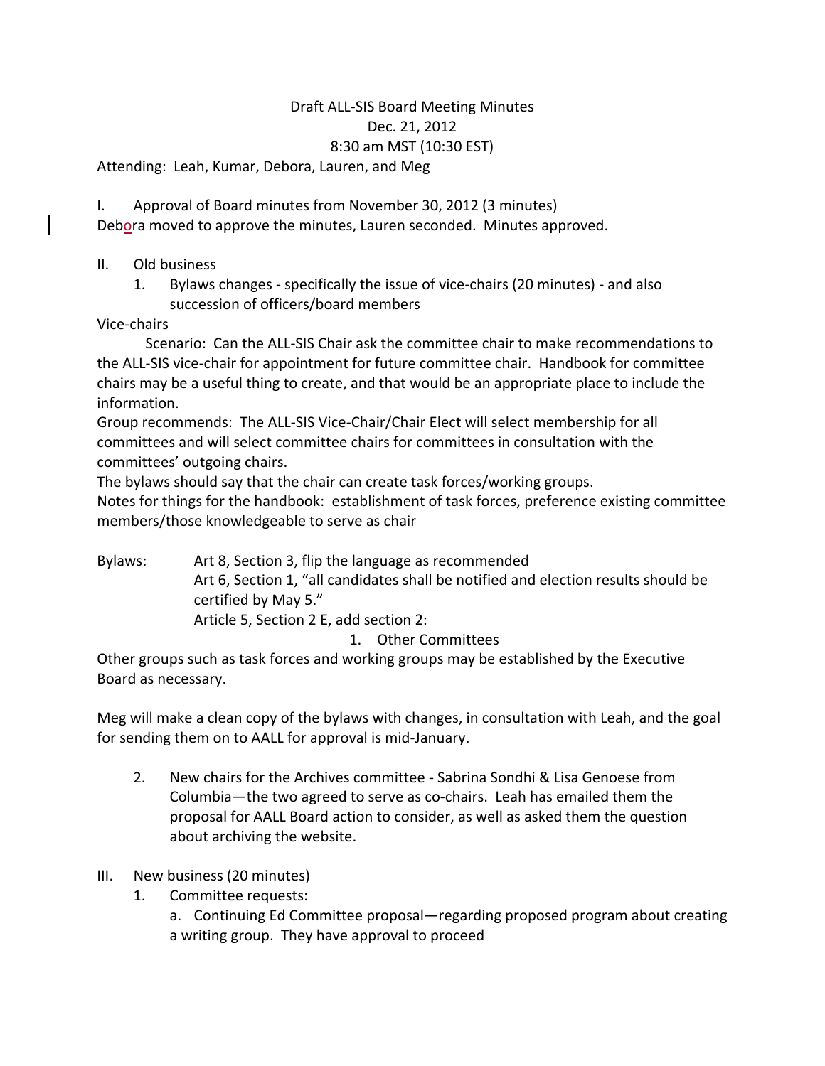Draft ALL-SIS Board Meeting Minutes

Dec. 21, 2012

8:30 am MST (10:30 EST)

Attending: Leah, Kumar, Debora, Lauren, and Meg

I. Approval of Board minutes from November 30, 2012 (3 minutes)

Debora moved to approve the minutes, Lauren seconded. Minutes approved.

II. Old business

1. Bylaws changes - specifically the issue of vice-chairs (20 minutes) - and also succession of officers/board members

Vice-chairs

Scenario: Can the ALL-SIS Chair ask the committee chair to make recommendations to the ALL-SIS vice-chair for appointment for future committee chair. Handbook for committee chairs may be a useful thing to create, and that would be an appropriate place to include the information.

Group recommends: The ALL-SIS Vice-Chair/Chair Elect will select membership for all committees and will select committee chairs for committees in consultation with the committees' outgoing chairs.

The bylaws should say that the chair can create task forces/working groups.

Notes for things for the handbook: establishment of task forces, preference existing committee members/those knowledgeable to serve as chair

Bylaws: Art 8, Section 3, flip the language as recommended

Art 6, Section 1, "all candidates shall be notified and election results should be certified by May 5."

Article 5, Section 2 E, add section 2:

1. Other Committees

Other groups such as task forces and working groups may be established by the Executive Board as necessary.

Meg will make a clean copy of the bylaws with changes, in consultation with Leah, and the goal for sending them on to AALL for approval is mid-January.

2. New chairs for the Archives committee - Sabrina Sondhi & Lisa Genoese from Columbia—the two agreed to serve as co-chairs. Leah has emailed them the proposal for AALL Board action to consider, as well as asked them the question about archiving the website.

III. New business (20 minutes)

1. Committee requests:

   a. Continuing Ed Committee proposal—regarding proposed program about creating a writing group. They have approval to proceed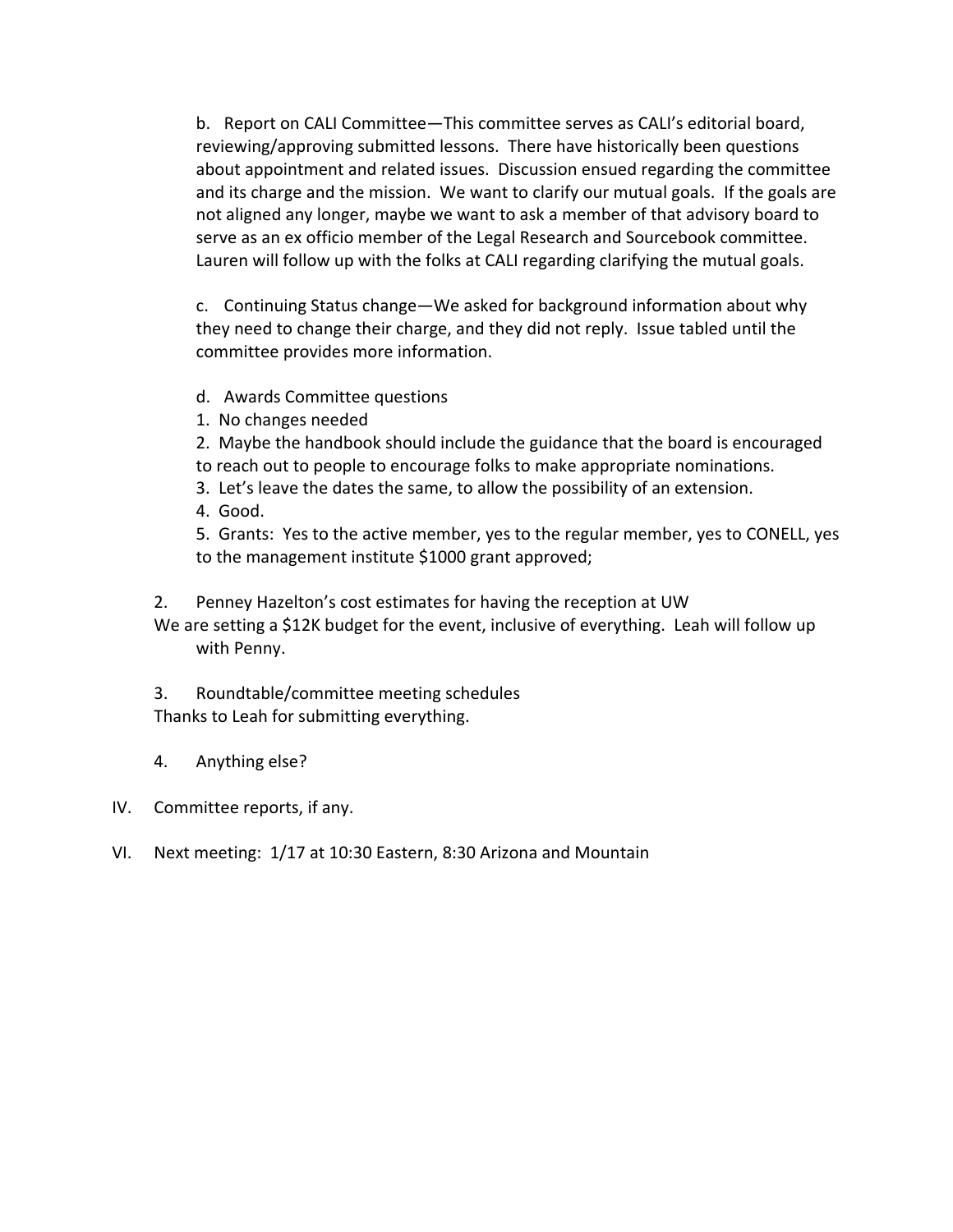b. Report on CALI Committee—This committee serves as CALI's editorial board, reviewing/approving submitted lessons. There have historically been questions about appointment and related issues. Discussion ensued regarding the committee and its charge and the mission. We want to clarify our mutual goals. If the goals are not aligned any longer, maybe we want to ask a member of that advisory board to serve as an ex officio member of the Legal Research and Sourcebook committee. Lauren will follow up with the folks at CALI regarding clarifying the mutual goals.

c. Continuing Status change—We asked for background information about why they need to change their charge, and they did not reply. Issue tabled until the committee provides more information.

d. Awards Committee questions

1. No changes needed
2. Maybe the handbook should include the guidance that the board is encouraged to reach out to people to encourage folks to make appropriate nominations.
3. Let's leave the dates the same, to allow the possibility of an extension.
4. Good.
5. Grants: Yes to the active member, yes to the regular member, yes to CONELL, yes to the management institute $1000 grant approved;

2. Penney Hazelton's cost estimates for having the reception at UW

We are setting a $12K budget for the event, inclusive of everything. Leah will follow up with Penny.

3. Roundtable/committee meeting schedules

Thanks to Leah for submitting everything.

4. Anything else?

IV. Committee reports, if any.

VI. Next meeting: 1/17 at 10:30 Eastern, 8:30 Arizona and Mountain